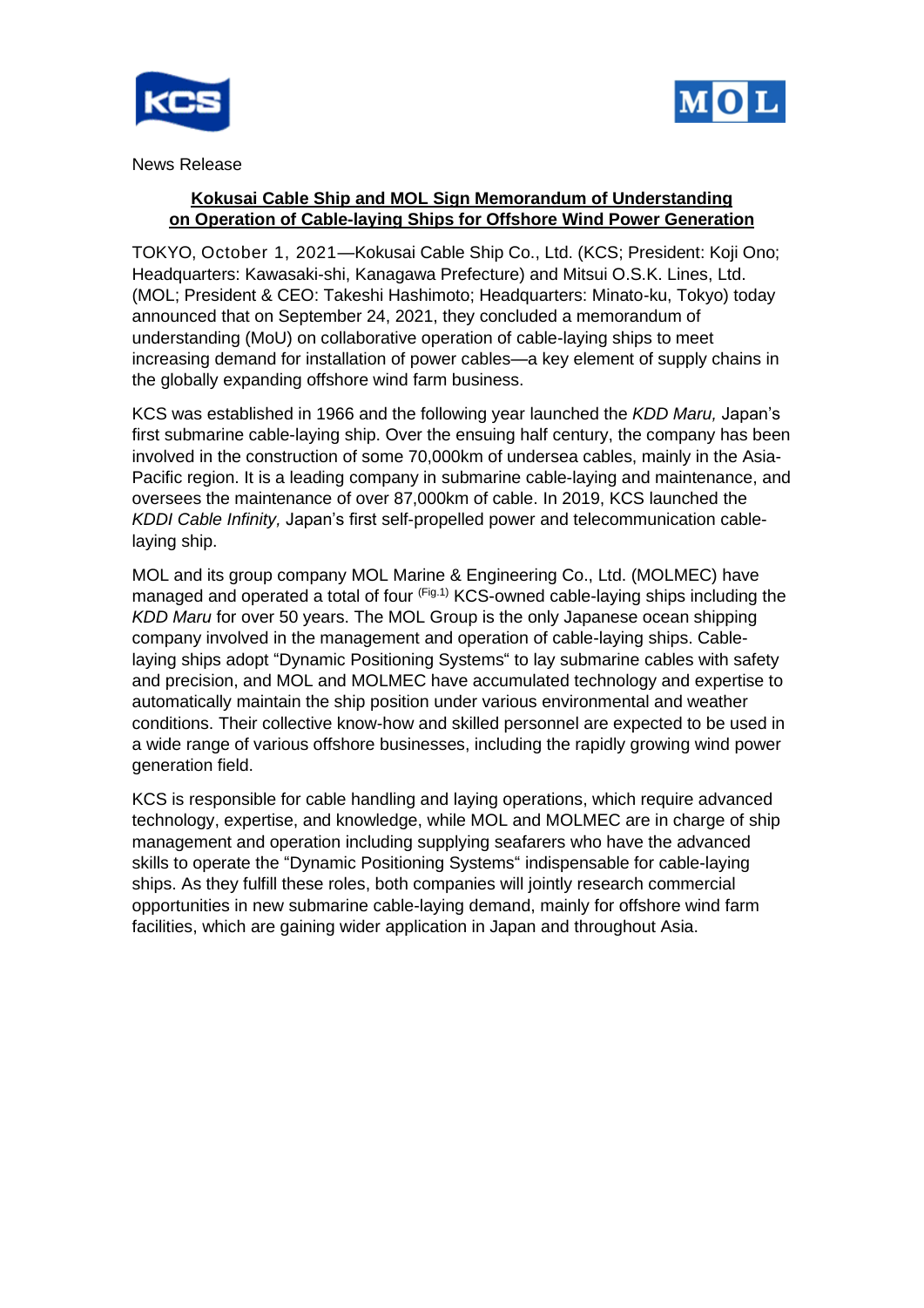News Release

**Kokusai Cable Ship and MOL Sign Memorandum of Understanding on Operation of Cable-laying Ships for Offshore Wind Power Generation**

TOKYO, October 1, 2021—Kokusai Cable Ship Co., Ltd. (KCS; President: Koji Ono; Headquarters: Kawasaki-shi, Kanagawa Prefecture) and Mitsui O.S.K. Lines, Ltd. (MOL; President & CEO: Takeshi Hashimoto; Headquarters: Minato-ku, Tokyo) today announced that on September 24, 2021, they concluded a memorandum of understanding (MoU) on collaborative operation of cable-laying ships to meet increasing demand for installation of power cables—a key element of supply chains in the globally expanding offshore wind farm business.

KCS was established in 1966 and the following year launched the *KDD Maru,* Japan's first submarine cable-laying ship. Over the ensuing half century, the company has been involved in the construction of some 70,000km of undersea cables, mainly in the Asia-Pacific region. It is a leading company in submarine cable-laying and maintenance, and oversees the maintenance of over 87,000km of cable. In 2019, KCS launched the *KDDI Cable Infinity,* Japan's first self-propelled power and telecommunication cable-laying ship.

MOL and its group company MOL Marine & Engineering Co., Ltd. (MOLMEC) have managed and operated a total of four [Fig.1] KCS-owned cable-laying ships including the *KDD Maru* for over 50 years. The MOL Group is the only Japanese ocean shipping company involved in the management and operation of cable-laying ships. Cable-laying ships adopt "Dynamic Positioning Systems" to lay submarine cables with safety and precision, and MOL and MOLMEC have accumulated technology and expertise to automatically maintain the ship position under various environmental and weather conditions. Their collective know-how and skilled personnel are expected to be used in a wide range of various offshore businesses, including the rapidly growing wind power generation field.

KCS is responsible for cable handling and laying operations, which require advanced technology, expertise, and knowledge, while MOL and MOLMEC are in charge of ship management and operation including supplying seafarers who have the advanced skills to operate the "Dynamic Positioning Systems" indispensable for cable-laying ships. As they fulfill these roles, both companies will jointly research commercial opportunities in new submarine cable-laying demand, mainly for offshore wind farm facilities, which are gaining wider application in Japan and throughout Asia.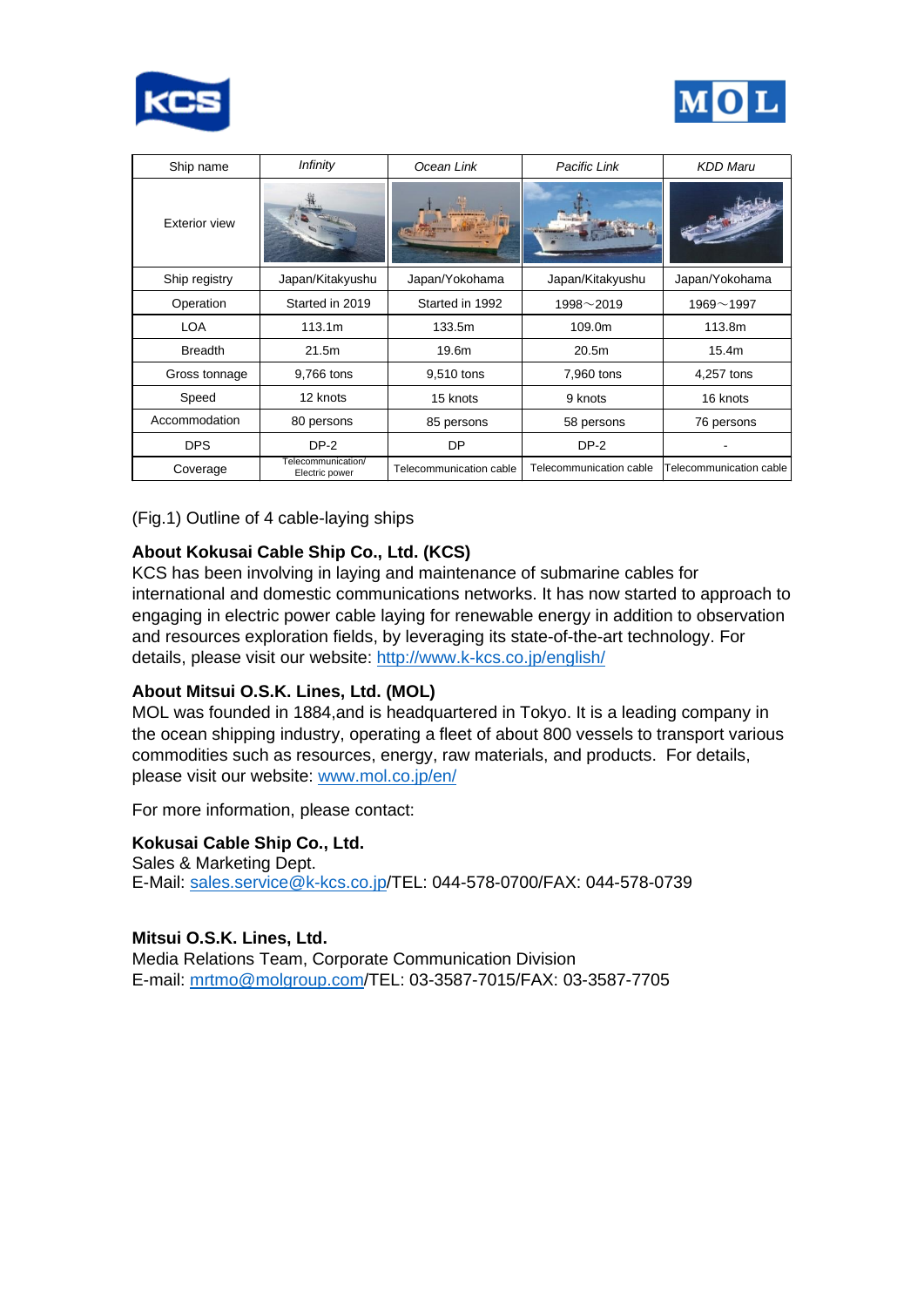| Ship name | *Infinity* | *Ocean Link* | *Pacific Link* | *KDD Maru* |
|---|---|---|---|---|
| Exterior view | | | | |
| Ship registry | Japan/Kitakyushu | Japan/Yokohama | Japan/Kitakyushu | Japan/Yokohama |
| Operation | Started in 2019 | Started in 1992 | 1998～2019 | 1969～1997 |
| LOA | 113.1m | 133.5m | 109.0m | 113.8m |
| Breadth | 21.5m | 19.6m | 20.5m | 15.4m |
| Gross tonnage | 9,766 tons | 9,510 tons | 7,960 tons | 4,257 tons |
| Speed | 12 knots | 15 knots | 9 knots | 16 knots |
| Accommodation | 80 persons | 85 persons | 58 persons | 76 persons |
| DPS | DP-2 | DP | DP-2 | - |
| Coverage | Telecommunication/ Electric power | Telecommunication cable | Telecommunication cable | Telecommunication cable |

(Fig.1) Outline of 4 cable-laying ships

**About Kokusai Cable Ship Co., Ltd. (KCS)**

KCS has been involving in laying and maintenance of submarine cables for international and domestic communications networks. It has now started to approach to engaging in electric power cable laying for renewable energy in addition to observation and resources exploration fields, by leveraging its state-of-the-art technology. For details, please visit our website: http://www.k-kcs.co.jp/english/

**About Mitsui O.S.K. Lines, Ltd. (MOL)**

MOL was founded in 1884,and is headquartered in Tokyo. It is a leading company in the ocean shipping industry, operating a fleet of about 800 vessels to transport various commodities such as resources, energy, raw materials, and products. For details, please visit our website: www.mol.co.jp/en/

For more information, please contact:

**Kokusai Cable Ship Co., Ltd.**
Sales & Marketing Dept.
E-Mail: sales.service@k-kcs.co.jp/TEL: 044-578-0700/FAX: 044-578-0739

**Mitsui O.S.K. Lines, Ltd.**
Media Relations Team, Corporate Communication Division
E-mail: mrtmo@molgroup.com/TEL: 03-3587-7015/FAX: 03-3587-7705